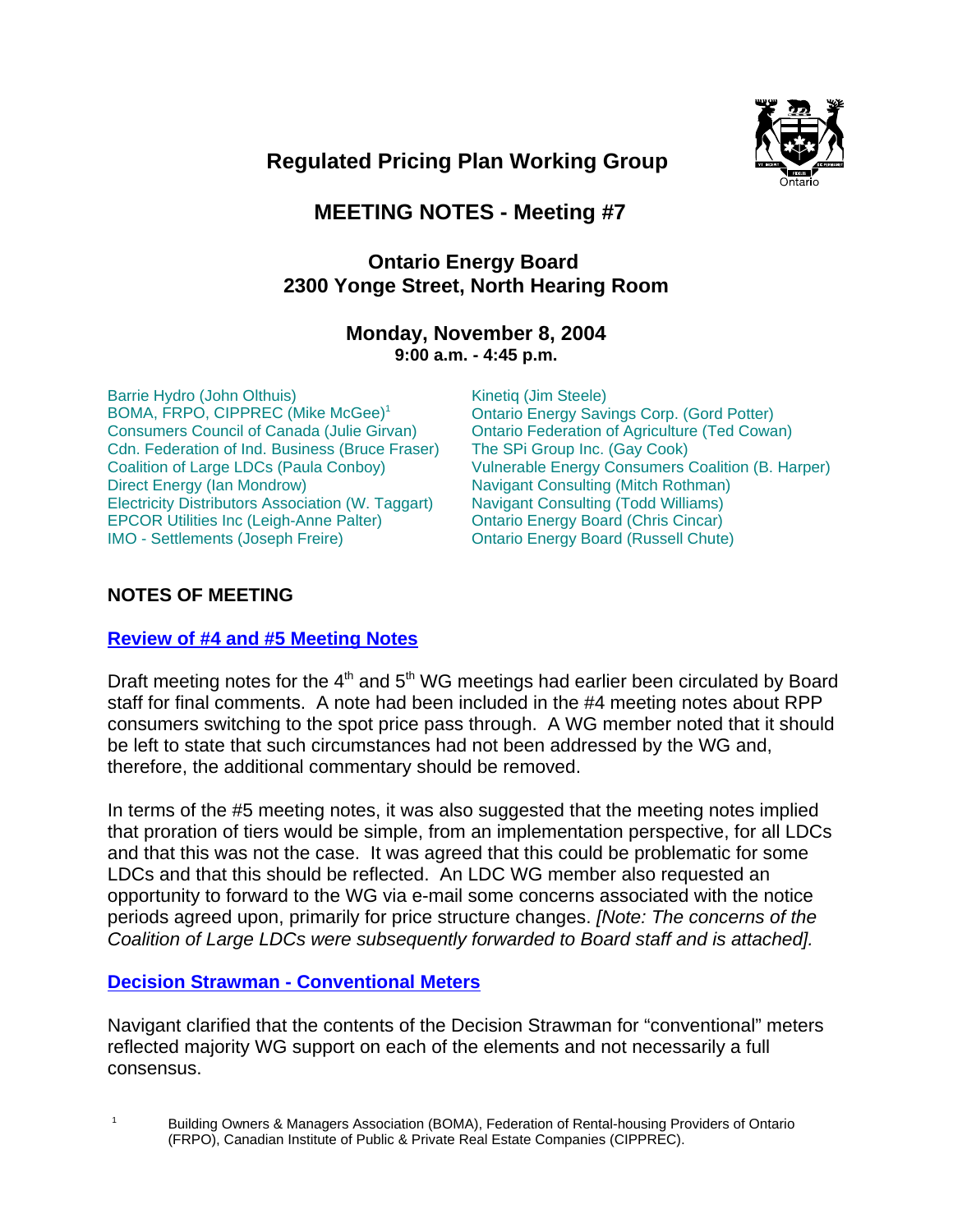# Regulated Pricing Plan Working Group

## MEETING NOTES - Meeting #7

### Ontario Energy Board
### 2300 Yonge Street, North Hearing Room

### Monday, November 8, 2004
**9:00 a.m. - 4:45 p.m.**

Barrie Hydro (John Olthuis)
BOMA, FRPO, CIPPREC (Mike McGee)[1]
Consumers Council of Canada (Julie Girvan)
Cdn. Federation of Ind. Business (Bruce Fraser)
Coalition of Large LDCs (Paula Conboy)
Direct Energy (Ian Mondrow)
Electricity Distributors Association (W. Taggart)
EPCOR Utilities Inc (Leigh-Anne Palter)
IMO - Settlements (Joseph Freire)
Kinetiq (Jim Steele)
Ontario Energy Savings Corp. (Gord Potter)
Ontario Federation of Agriculture (Ted Cowan)
The SPi Group Inc. (Gay Cook)
Vulnerable Energy Consumers Coalition (B. Harper)
Navigant Consulting (Mitch Rothman)
Navigant Consulting (Todd Williams)
Ontario Energy Board (Chris Cincar)
Ontario Energy Board (Russell Chute)

## NOTES OF MEETING

### Review of #4 and #5 Meeting Notes

Draft meeting notes for the 4th and 5th WG meetings had earlier been circulated by Board staff for final comments. A note had been included in the #4 meeting notes about RPP consumers switching to the spot price pass through. A WG member noted that it should be left to state that such circumstances had not been addressed by the WG and, therefore, the additional commentary should be removed.

In terms of the #5 meeting notes, it was also suggested that the meeting notes implied that proration of tiers would be simple, from an implementation perspective, for all LDCs and that this was not the case. It was agreed that this could be problematic for some LDCs and that this should be reflected. An LDC WG member also requested an opportunity to forward to the WG via e-mail some concerns associated with the notice periods agreed upon, primarily for price structure changes. *[Note: The concerns of the Coalition of Large LDCs were subsequently forwarded to Board staff and is attached].*

### Decision Strawman - Conventional Meters

Navigant clarified that the contents of the Decision Strawman for "conventional" meters reflected majority WG support on each of the elements and not necessarily a full consensus.

[1] Building Owners & Managers Association (BOMA), Federation of Rental-housing Providers of Ontario (FRPO), Canadian Institute of Public & Private Real Estate Companies (CIPPREC).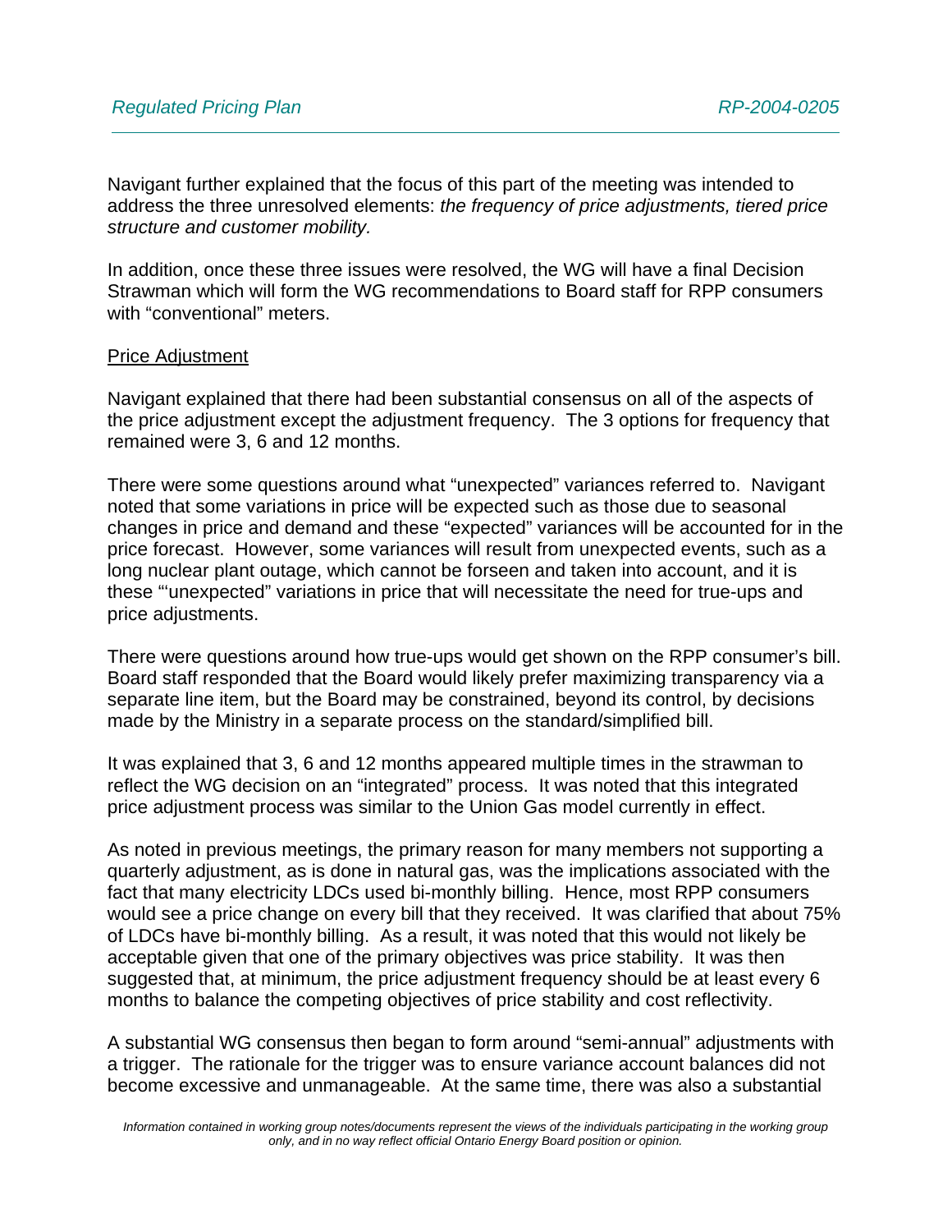Navigant further explained that the focus of this part of the meeting was intended to address the three unresolved elements: *the frequency of price adjustments, tiered price structure and customer mobility.*

In addition, once these three issues were resolved, the WG will have a final Decision Strawman which will form the WG recommendations to Board staff for RPP consumers with “conventional” meters.

<u>Price Adjustment</u>

Navigant explained that there had been substantial consensus on all of the aspects of the price adjustment except the adjustment frequency. The 3 options for frequency that remained were 3, 6 and 12 months.

There were some questions around what “unexpected” variances referred to. Navigant noted that some variations in price will be expected such as those due to seasonal changes in price and demand and these “expected” variances will be accounted for in the price forecast. However, some variances will result from unexpected events, such as a long nuclear plant outage, which cannot be forseen and taken into account, and it is these “‘unexpected” variations in price that will necessitate the need for true-ups and price adjustments.

There were questions around how true-ups would get shown on the RPP consumer’s bill. Board staff responded that the Board would likely prefer maximizing transparency via a separate line item, but the Board may be constrained, beyond its control, by decisions made by the Ministry in a separate process on the standard/simplified bill.

It was explained that 3, 6 and 12 months appeared multiple times in the strawman to reflect the WG decision on an “integrated” process. It was noted that this integrated price adjustment process was similar to the Union Gas model currently in effect.

As noted in previous meetings, the primary reason for many members not supporting a quarterly adjustment, as is done in natural gas, was the implications associated with the fact that many electricity LDCs used bi-monthly billing. Hence, most RPP consumers would see a price change on every bill that they received. It was clarified that about 75% of LDCs have bi-monthly billing. As a result, it was noted that this would not likely be acceptable given that one of the primary objectives was price stability. It was then suggested that, at minimum, the price adjustment frequency should be at least every 6 months to balance the competing objectives of price stability and cost reflectivity.

A substantial WG consensus then began to form around “semi-annual” adjustments with a trigger. The rationale for the trigger was to ensure variance account balances did not become excessive and unmanageable. At the same time, there was also a substantial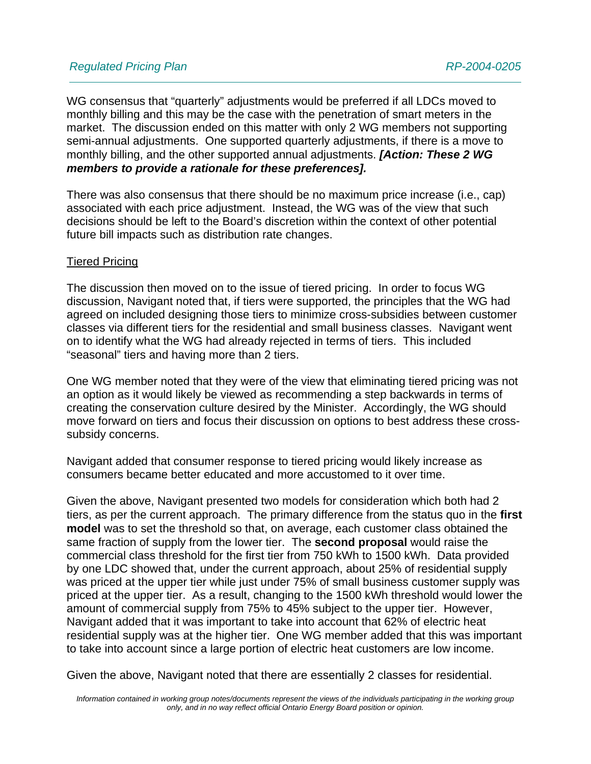WG consensus that "quarterly" adjustments would be preferred if all LDCs moved to monthly billing and this may be the case with the penetration of smart meters in the market. The discussion ended on this matter with only 2 WG members not supporting semi-annual adjustments. One supported quarterly adjustments, if there is a move to monthly billing, and the other supported annual adjustments. ***[Action: These 2 WG members to provide a rationale for these preferences].***

There was also consensus that there should be no maximum price increase (i.e., cap) associated with each price adjustment. Instead, the WG was of the view that such decisions should be left to the Board's discretion within the context of other potential future bill impacts such as distribution rate changes.

<u>Tiered Pricing</u>

The discussion then moved on to the issue of tiered pricing. In order to focus WG discussion, Navigant noted that, if tiers were supported, the principles that the WG had agreed on included designing those tiers to minimize cross-subsidies between customer classes via different tiers for the residential and small business classes. Navigant went on to identify what the WG had already rejected in terms of tiers. This included "seasonal" tiers and having more than 2 tiers.

One WG member noted that they were of the view that eliminating tiered pricing was not an option as it would likely be viewed as recommending a step backwards in terms of creating the conservation culture desired by the Minister. Accordingly, the WG should move forward on tiers and focus their discussion on options to best address these cross-subsidy concerns.

Navigant added that consumer response to tiered pricing would likely increase as consumers became better educated and more accustomed to it over time.

Given the above, Navigant presented two models for consideration which both had 2 tiers, as per the current approach. The primary difference from the status quo in the **first model** was to set the threshold so that, on average, each customer class obtained the same fraction of supply from the lower tier. The **second proposal** would raise the commercial class threshold for the first tier from 750 kWh to 1500 kWh. Data provided by one LDC showed that, under the current approach, about 25% of residential supply was priced at the upper tier while just under 75% of small business customer supply was priced at the upper tier. As a result, changing to the 1500 kWh threshold would lower the amount of commercial supply from 75% to 45% subject to the upper tier. However, Navigant added that it was important to take into account that 62% of electric heat residential supply was at the higher tier. One WG member added that this was important to take into account since a large portion of electric heat customers are low income.

Given the above, Navigant noted that there are essentially 2 classes for residential.

*Information contained in working group notes/documents represent the views of the individuals participating in the working group only, and in no way reflect official Ontario Energy Board position or opinion.*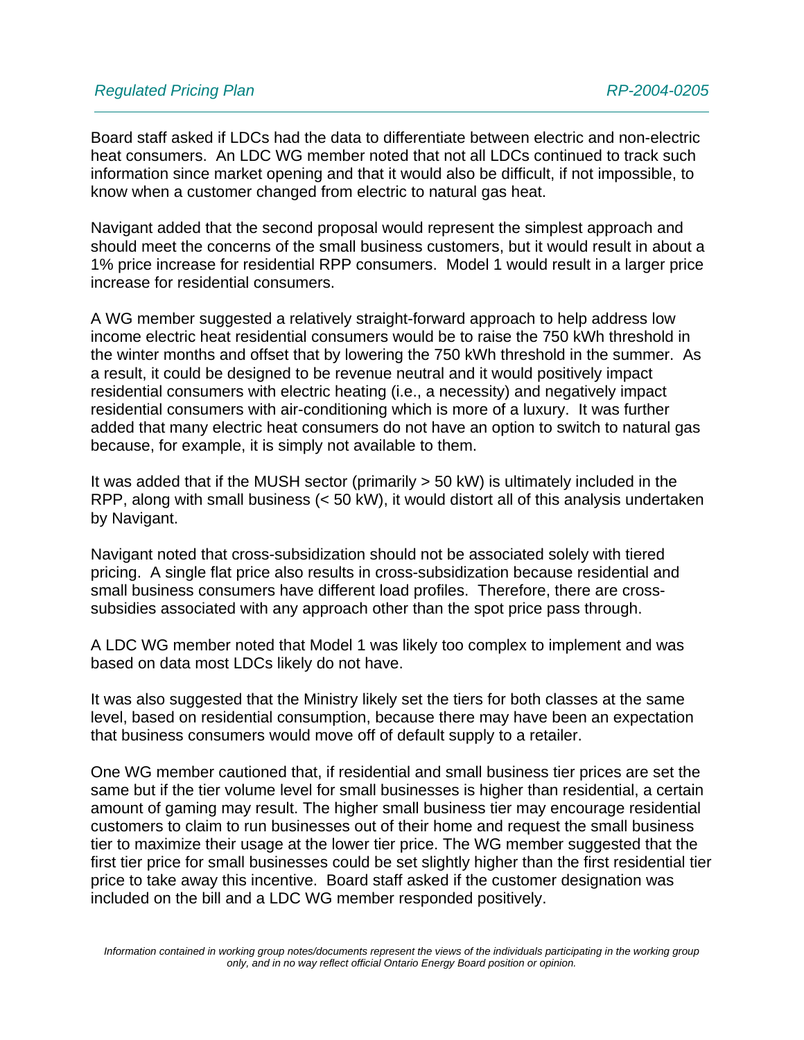Board staff asked if LDCs had the data to differentiate between electric and non-electric heat consumers. An LDC WG member noted that not all LDCs continued to track such information since market opening and that it would also be difficult, if not impossible, to know when a customer changed from electric to natural gas heat.

Navigant added that the second proposal would represent the simplest approach and should meet the concerns of the small business customers, but it would result in about a 1% price increase for residential RPP consumers. Model 1 would result in a larger price increase for residential consumers.

A WG member suggested a relatively straight-forward approach to help address low income electric heat residential consumers would be to raise the 750 kWh threshold in the winter months and offset that by lowering the 750 kWh threshold in the summer. As a result, it could be designed to be revenue neutral and it would positively impact residential consumers with electric heating (i.e., a necessity) and negatively impact residential consumers with air-conditioning which is more of a luxury. It was further added that many electric heat consumers do not have an option to switch to natural gas because, for example, it is simply not available to them.

It was added that if the MUSH sector (primarily > 50 kW) is ultimately included in the RPP, along with small business (< 50 kW), it would distort all of this analysis undertaken by Navigant.

Navigant noted that cross-subsidization should not be associated solely with tiered pricing. A single flat price also results in cross-subsidization because residential and small business consumers have different load profiles. Therefore, there are cross-subsidies associated with any approach other than the spot price pass through.

A LDC WG member noted that Model 1 was likely too complex to implement and was based on data most LDCs likely do not have.

It was also suggested that the Ministry likely set the tiers for both classes at the same level, based on residential consumption, because there may have been an expectation that business consumers would move off of default supply to a retailer.

One WG member cautioned that, if residential and small business tier prices are set the same but if the tier volume level for small businesses is higher than residential, a certain amount of gaming may result. The higher small business tier may encourage residential customers to claim to run businesses out of their home and request the small business tier to maximize their usage at the lower tier price. The WG member suggested that the first tier price for small businesses could be set slightly higher than the first residential tier price to take away this incentive. Board staff asked if the customer designation was included on the bill and a LDC WG member responded positively.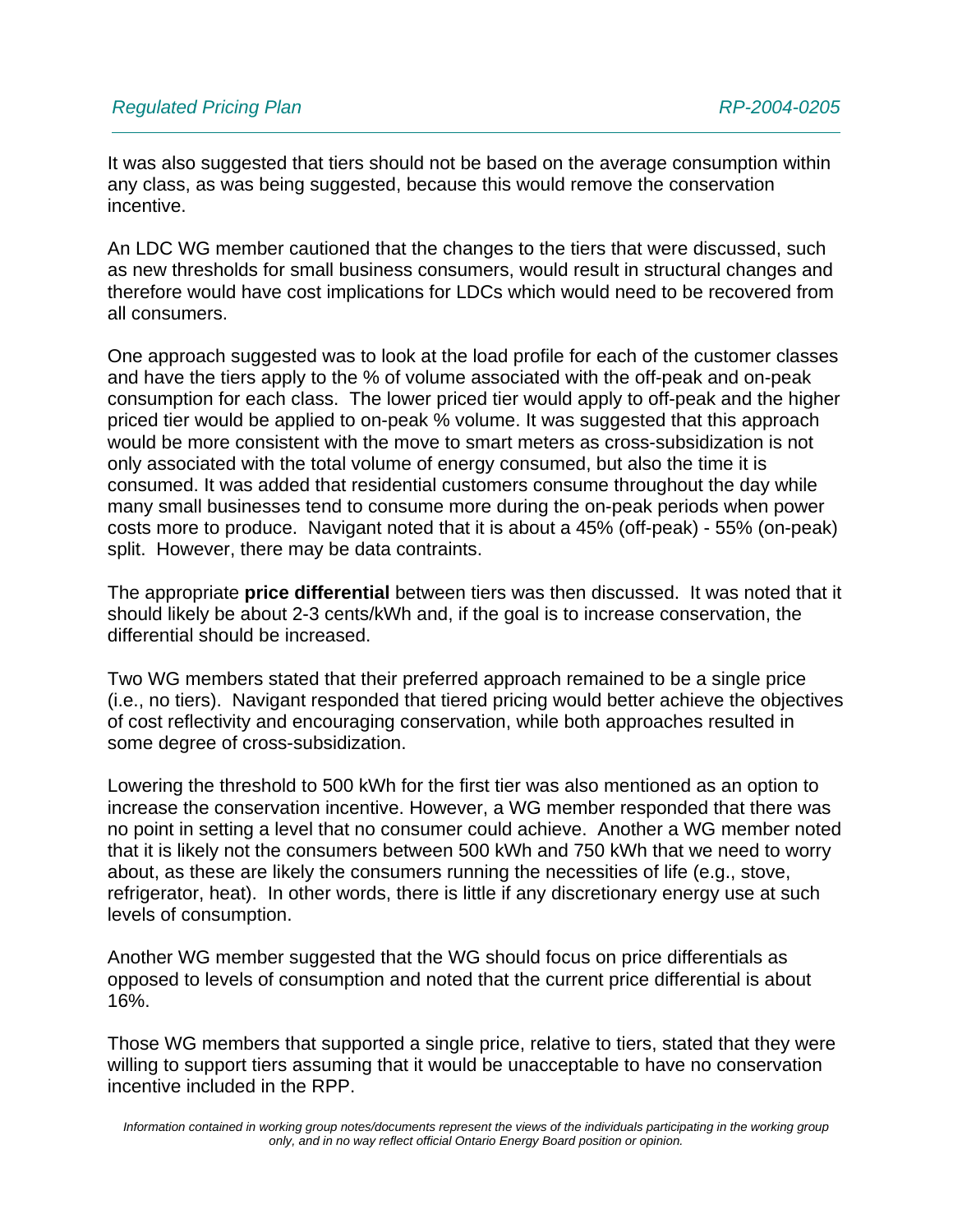It was also suggested that tiers should not be based on the average consumption within any class, as was being suggested, because this would remove the conservation incentive.

An LDC WG member cautioned that the changes to the tiers that were discussed, such as new thresholds for small business consumers, would result in structural changes and therefore would have cost implications for LDCs which would need to be recovered from all consumers.

One approach suggested was to look at the load profile for each of the customer classes and have the tiers apply to the % of volume associated with the off-peak and on-peak consumption for each class. The lower priced tier would apply to off-peak and the higher priced tier would be applied to on-peak % volume. It was suggested that this approach would be more consistent with the move to smart meters as cross-subsidization is not only associated with the total volume of energy consumed, but also the time it is consumed. It was added that residential customers consume throughout the day while many small businesses tend to consume more during the on-peak periods when power costs more to produce. Navigant noted that it is about a 45% (off-peak) - 55% (on-peak) split. However, there may be data contraints.

The appropriate **price differential** between tiers was then discussed. It was noted that it should likely be about 2-3 cents/kWh and, if the goal is to increase conservation, the differential should be increased.

Two WG members stated that their preferred approach remained to be a single price (i.e., no tiers). Navigant responded that tiered pricing would better achieve the objectives of cost reflectivity and encouraging conservation, while both approaches resulted in some degree of cross-subsidization.

Lowering the threshold to 500 kWh for the first tier was also mentioned as an option to increase the conservation incentive. However, a WG member responded that there was no point in setting a level that no consumer could achieve. Another a WG member noted that it is likely not the consumers between 500 kWh and 750 kWh that we need to worry about, as these are likely the consumers running the necessities of life (e.g., stove, refrigerator, heat). In other words, there is little if any discretionary energy use at such levels of consumption.

Another WG member suggested that the WG should focus on price differentials as opposed to levels of consumption and noted that the current price differential is about 16%.

Those WG members that supported a single price, relative to tiers, stated that they were willing to support tiers assuming that it would be unacceptable to have no conservation incentive included in the RPP.

*Information contained in working group notes/documents represent the views of the individuals participating in the working group only, and in no way reflect official Ontario Energy Board position or opinion.*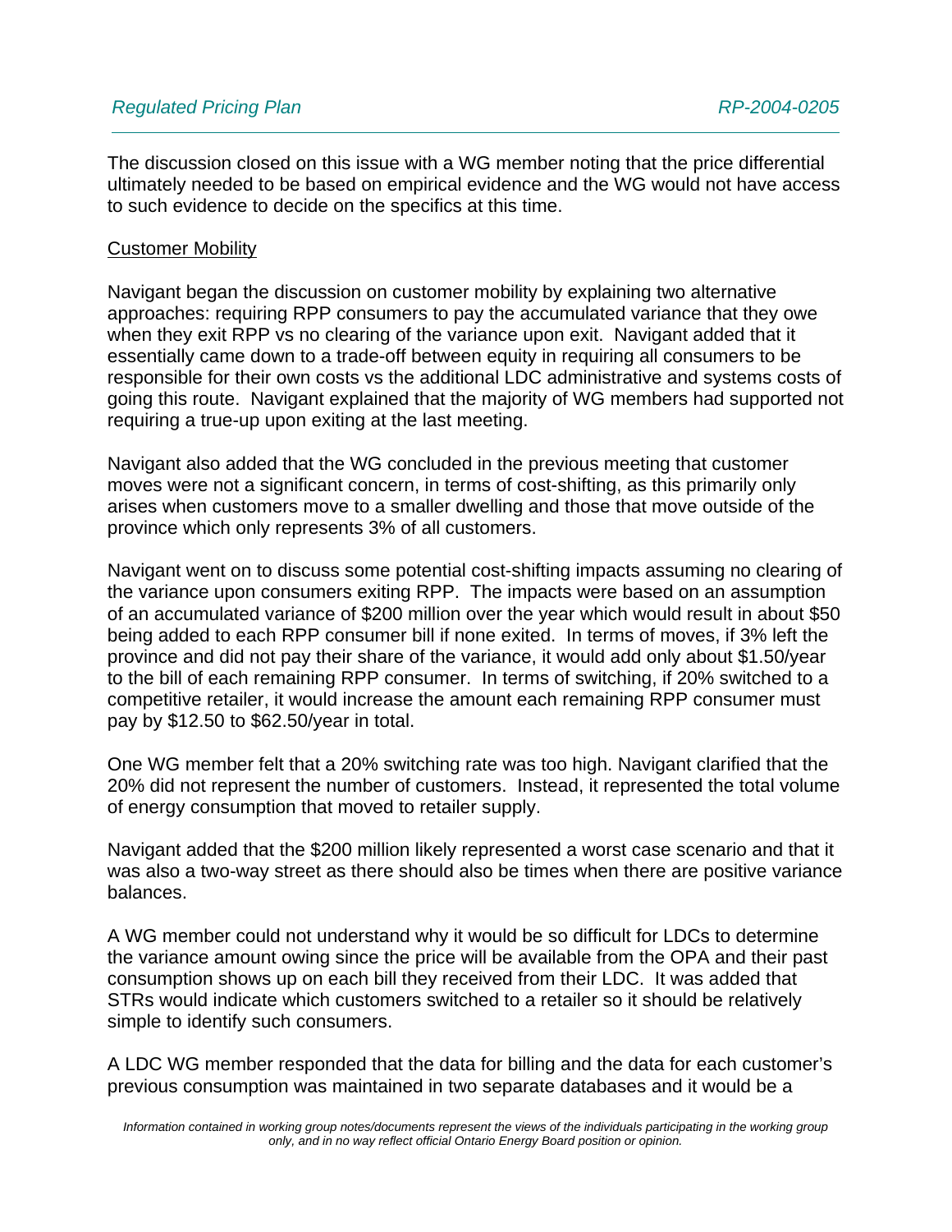The discussion closed on this issue with a WG member noting that the price differential ultimately needed to be based on empirical evidence and the WG would not have access to such evidence to decide on the specifics at this time.

<u>Customer Mobility</u>

Navigant began the discussion on customer mobility by explaining two alternative approaches: requiring RPP consumers to pay the accumulated variance that they owe when they exit RPP vs no clearing of the variance upon exit. Navigant added that it essentially came down to a trade-off between equity in requiring all consumers to be responsible for their own costs vs the additional LDC administrative and systems costs of going this route. Navigant explained that the majority of WG members had supported not requiring a true-up upon exiting at the last meeting.

Navigant also added that the WG concluded in the previous meeting that customer moves were not a significant concern, in terms of cost-shifting, as this primarily only arises when customers move to a smaller dwelling and those that move outside of the province which only represents 3% of all customers.

Navigant went on to discuss some potential cost-shifting impacts assuming no clearing of the variance upon consumers exiting RPP. The impacts were based on an assumption of an accumulated variance of $200 million over the year which would result in about $50 being added to each RPP consumer bill if none exited. In terms of moves, if 3% left the province and did not pay their share of the variance, it would add only about $1.50/year to the bill of each remaining RPP consumer. In terms of switching, if 20% switched to a competitive retailer, it would increase the amount each remaining RPP consumer must pay by $12.50 to $62.50/year in total.

One WG member felt that a 20% switching rate was too high. Navigant clarified that the 20% did not represent the number of customers. Instead, it represented the total volume of energy consumption that moved to retailer supply.

Navigant added that the $200 million likely represented a worst case scenario and that it was also a two-way street as there should also be times when there are positive variance balances.

A WG member could not understand why it would be so difficult for LDCs to determine the variance amount owing since the price will be available from the OPA and their past consumption shows up on each bill they received from their LDC. It was added that STRs would indicate which customers switched to a retailer so it should be relatively simple to identify such consumers.

A LDC WG member responded that the data for billing and the data for each customer's previous consumption was maintained in two separate databases and it would be a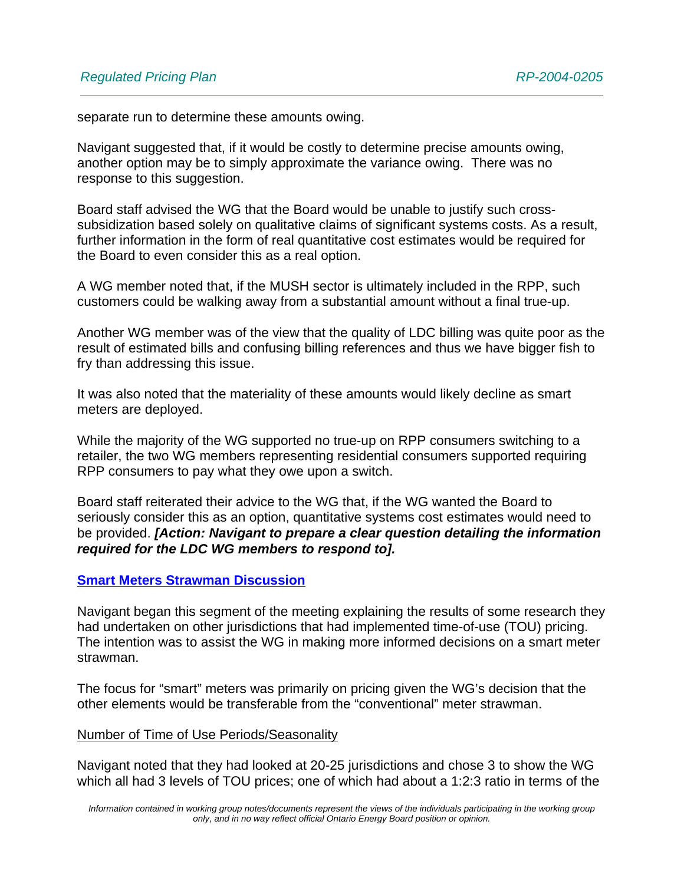separate run to determine these amounts owing.

Navigant suggested that, if it would be costly to determine precise amounts owing, another option may be to simply approximate the variance owing. There was no response to this suggestion.

Board staff advised the WG that the Board would be unable to justify such cross-subsidization based solely on qualitative claims of significant systems costs. As a result, further information in the form of real quantitative cost estimates would be required for the Board to even consider this as a real option.

A WG member noted that, if the MUSH sector is ultimately included in the RPP, such customers could be walking away from a substantial amount without a final true-up.

Another WG member was of the view that the quality of LDC billing was quite poor as the result of estimated bills and confusing billing references and thus we have bigger fish to fry than addressing this issue.

It was also noted that the materiality of these amounts would likely decline as smart meters are deployed.

While the majority of the WG supported no true-up on RPP consumers switching to a retailer, the two WG members representing residential consumers supported requiring RPP consumers to pay what they owe upon a switch.

Board staff reiterated their advice to the WG that, if the WG wanted the Board to seriously consider this as an option, quantitative systems cost estimates would need to be provided. ***[Action: Navigant to prepare a clear question detailing the information required for the LDC WG members to respond to].***

## Smart Meters Strawman Discussion

Navigant began this segment of the meeting explaining the results of some research they had undertaken on other jurisdictions that had implemented time-of-use (TOU) pricing. The intention was to assist the WG in making more informed decisions on a smart meter strawman.

The focus for "smart" meters was primarily on pricing given the WG's decision that the other elements would be transferable from the "conventional" meter strawman.

### Number of Time of Use Periods/Seasonality

Navigant noted that they had looked at 20-25 jurisdictions and chose 3 to show the WG which all had 3 levels of TOU prices; one of which had about a 1:2:3 ratio in terms of the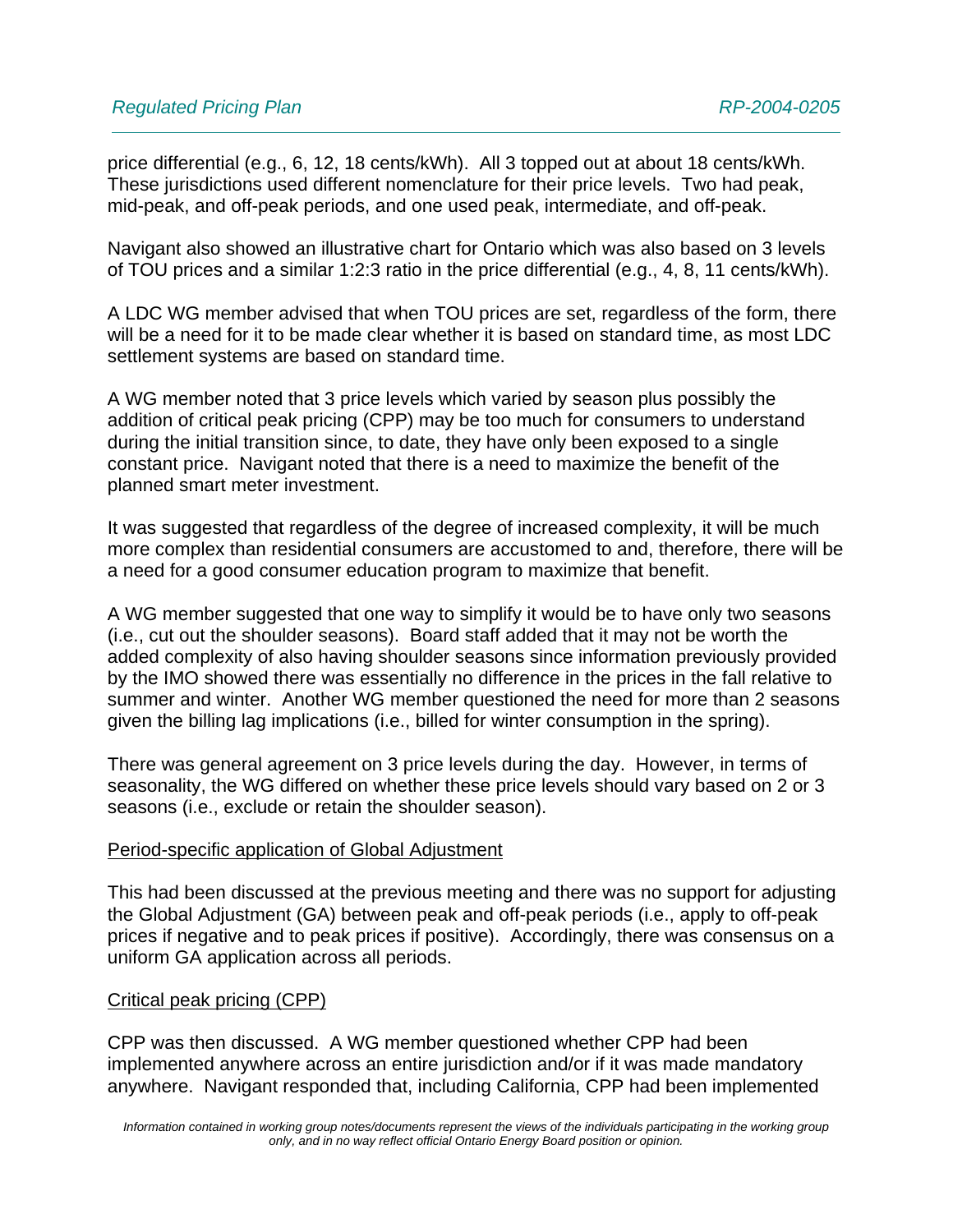price differential (e.g., 6, 12, 18 cents/kWh). All 3 topped out at about 18 cents/kWh. These jurisdictions used different nomenclature for their price levels. Two had peak, mid-peak, and off-peak periods, and one used peak, intermediate, and off-peak.

Navigant also showed an illustrative chart for Ontario which was also based on 3 levels of TOU prices and a similar 1:2:3 ratio in the price differential (e.g., 4, 8, 11 cents/kWh).

A LDC WG member advised that when TOU prices are set, regardless of the form, there will be a need for it to be made clear whether it is based on standard time, as most LDC settlement systems are based on standard time.

A WG member noted that 3 price levels which varied by season plus possibly the addition of critical peak pricing (CPP) may be too much for consumers to understand during the initial transition since, to date, they have only been exposed to a single constant price. Navigant noted that there is a need to maximize the benefit of the planned smart meter investment.

It was suggested that regardless of the degree of increased complexity, it will be much more complex than residential consumers are accustomed to and, therefore, there will be a need for a good consumer education program to maximize that benefit.

A WG member suggested that one way to simplify it would be to have only two seasons (i.e., cut out the shoulder seasons). Board staff added that it may not be worth the added complexity of also having shoulder seasons since information previously provided by the IMO showed there was essentially no difference in the prices in the fall relative to summer and winter. Another WG member questioned the need for more than 2 seasons given the billing lag implications (i.e., billed for winter consumption in the spring).

There was general agreement on 3 price levels during the day. However, in terms of seasonality, the WG differed on whether these price levels should vary based on 2 or 3 seasons (i.e., exclude or retain the shoulder season).

Period-specific application of Global Adjustment

This had been discussed at the previous meeting and there was no support for adjusting the Global Adjustment (GA) between peak and off-peak periods (i.e., apply to off-peak prices if negative and to peak prices if positive). Accordingly, there was consensus on a uniform GA application across all periods.

Critical peak pricing (CPP)

CPP was then discussed. A WG member questioned whether CPP had been implemented anywhere across an entire jurisdiction and/or if it was made mandatory anywhere. Navigant responded that, including California, CPP had been implemented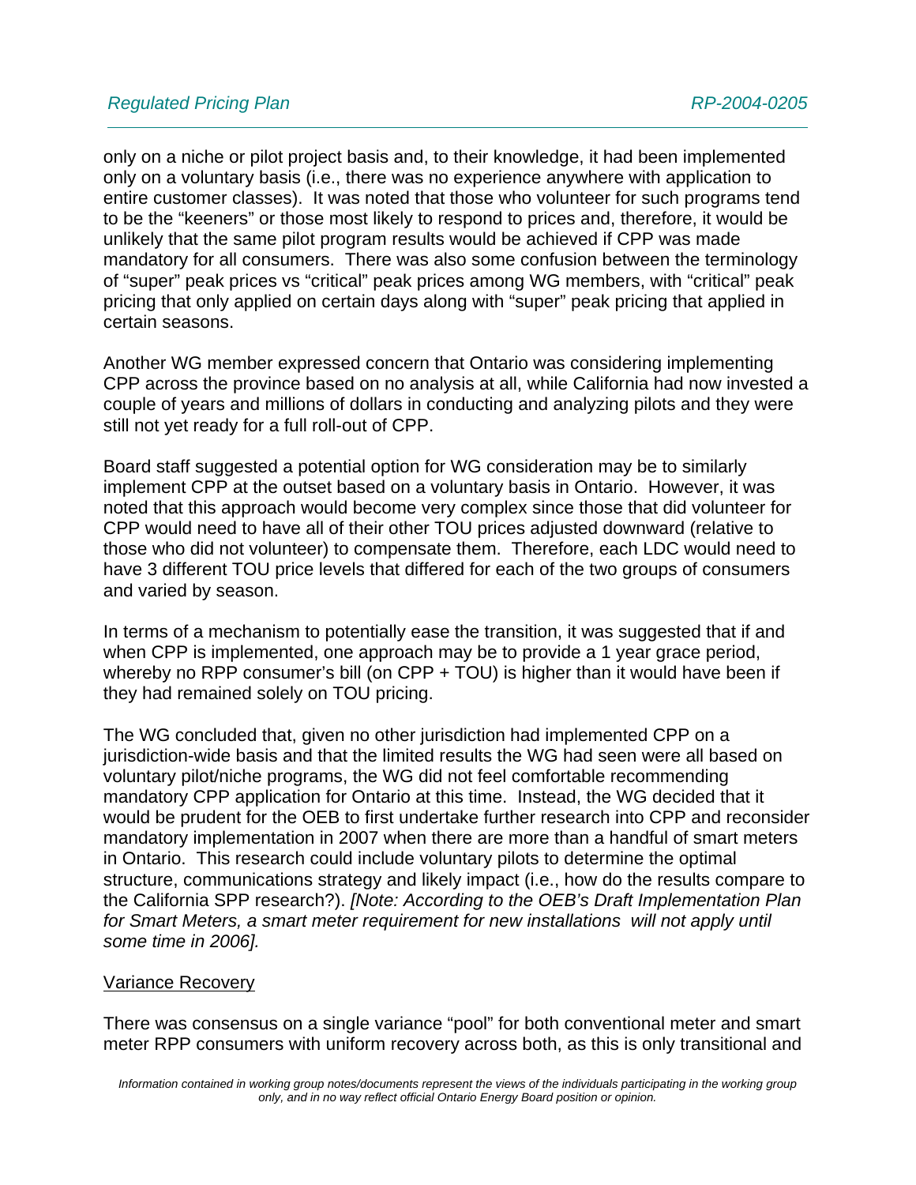only on a niche or pilot project basis and, to their knowledge, it had been implemented only on a voluntary basis (i.e., there was no experience anywhere with application to entire customer classes). It was noted that those who volunteer for such programs tend to be the "keeners" or those most likely to respond to prices and, therefore, it would be unlikely that the same pilot program results would be achieved if CPP was made mandatory for all consumers. There was also some confusion between the terminology of "super" peak prices vs "critical" peak prices among WG members, with "critical" peak pricing that only applied on certain days along with "super" peak pricing that applied in certain seasons.

Another WG member expressed concern that Ontario was considering implementing CPP across the province based on no analysis at all, while California had now invested a couple of years and millions of dollars in conducting and analyzing pilots and they were still not yet ready for a full roll-out of CPP.

Board staff suggested a potential option for WG consideration may be to similarly implement CPP at the outset based on a voluntary basis in Ontario. However, it was noted that this approach would become very complex since those that did volunteer for CPP would need to have all of their other TOU prices adjusted downward (relative to those who did not volunteer) to compensate them. Therefore, each LDC would need to have 3 different TOU price levels that differed for each of the two groups of consumers and varied by season.

In terms of a mechanism to potentially ease the transition, it was suggested that if and when CPP is implemented, one approach may be to provide a 1 year grace period, whereby no RPP consumer's bill (on CPP + TOU) is higher than it would have been if they had remained solely on TOU pricing.

The WG concluded that, given no other jurisdiction had implemented CPP on a jurisdiction-wide basis and that the limited results the WG had seen were all based on voluntary pilot/niche programs, the WG did not feel comfortable recommending mandatory CPP application for Ontario at this time. Instead, the WG decided that it would be prudent for the OEB to first undertake further research into CPP and reconsider mandatory implementation in 2007 when there are more than a handful of smart meters in Ontario. This research could include voluntary pilots to determine the optimal structure, communications strategy and likely impact (i.e., how do the results compare to the California SPP research?). *[Note: According to the OEB's Draft Implementation Plan for Smart Meters, a smart meter requirement for new installations will not apply until some time in 2006].*

Variance Recovery

There was consensus on a single variance "pool" for both conventional meter and smart meter RPP consumers with uniform recovery across both, as this is only transitional and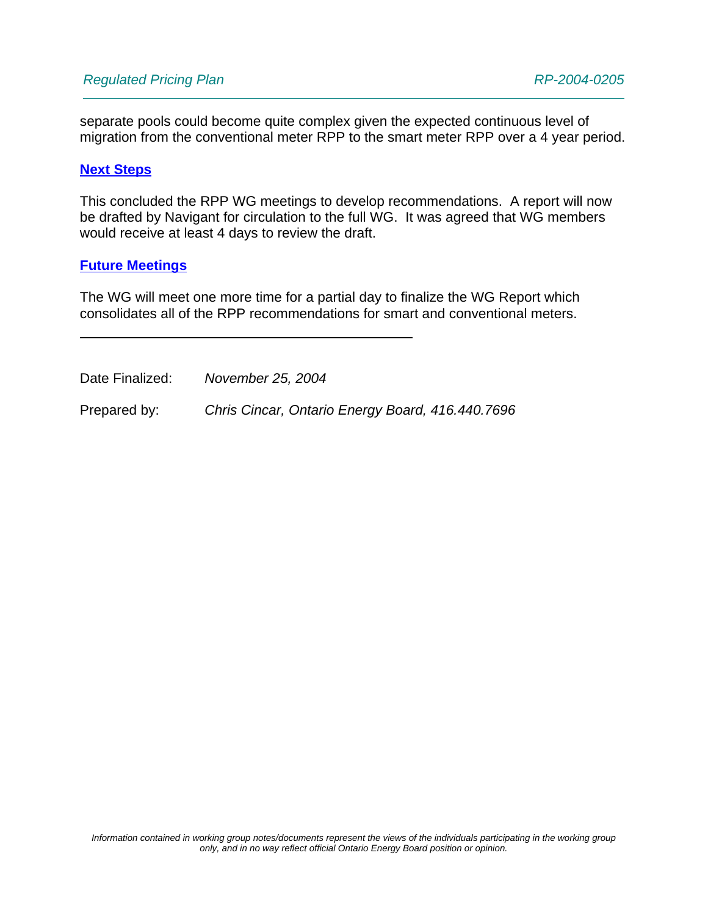separate pools could become quite complex given the expected continuous level of migration from the conventional meter RPP to the smart meter RPP over a 4 year period.

## Next Steps

This concluded the RPP WG meetings to develop recommendations. A report will now be drafted by Navigant for circulation to the full WG. It was agreed that WG members would receive at least 4 days to review the draft.

## Future Meetings

The WG will meet one more time for a partial day to finalize the WG Report which consolidates all of the RPP recommendations for smart and conventional meters.

---

Date Finalized: *November 25, 2004*

Prepared by: *Chris Cincar, Ontario Energy Board, 416.440.7696*

*Information contained in working group notes/documents represent the views of the individuals participating in the working group only, and in no way reflect official Ontario Energy Board position or opinion.*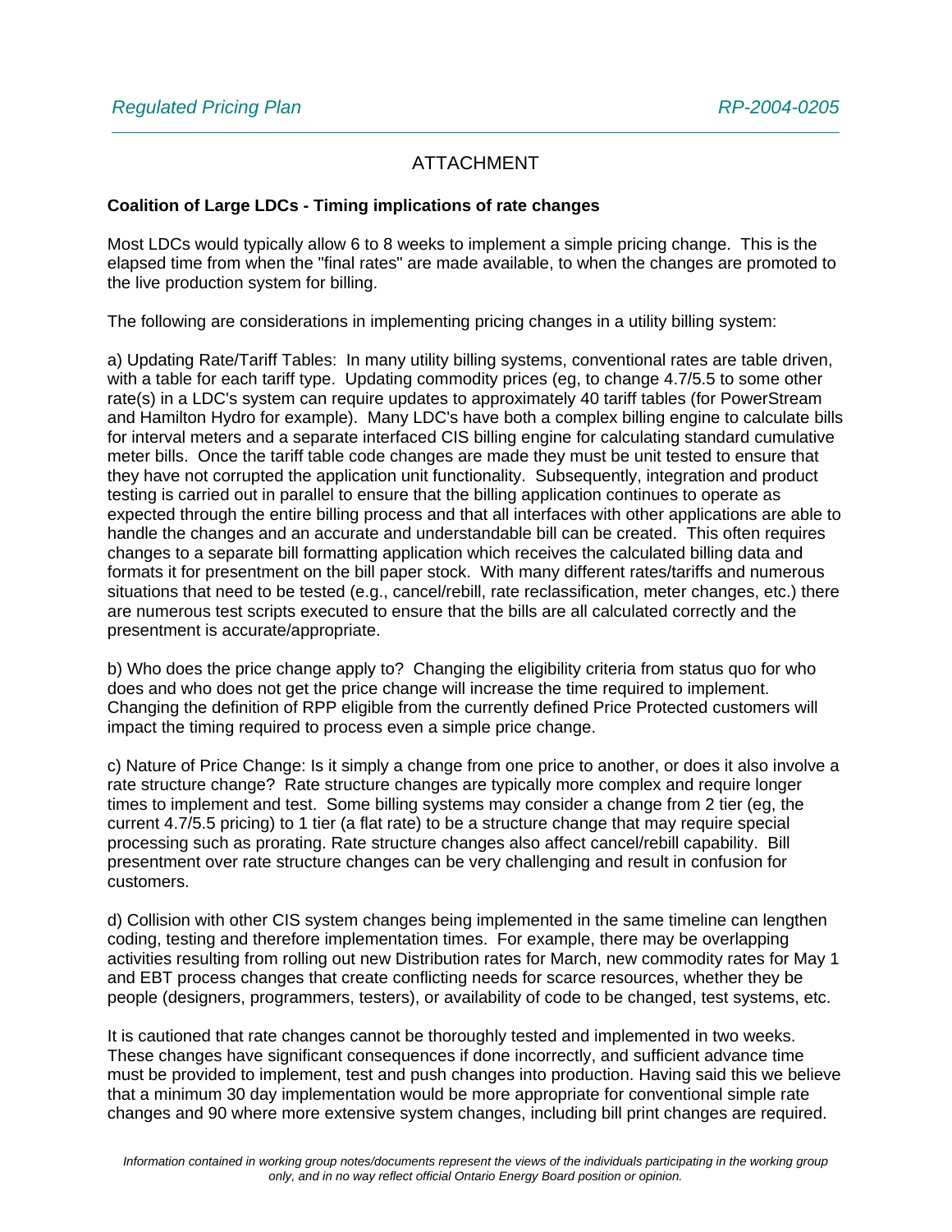## ATTACHMENT

**Coalition of Large LDCs - Timing implications of rate changes**

Most LDCs would typically allow 6 to 8 weeks to implement a simple pricing change. This is the elapsed time from when the "final rates" are made available, to when the changes are promoted to the live production system for billing.

The following are considerations in implementing pricing changes in a utility billing system:

a) Updating Rate/Tariff Tables: In many utility billing systems, conventional rates are table driven, with a table for each tariff type. Updating commodity prices (eg, to change 4.7/5.5 to some other rate(s) in a LDC's system can require updates to approximately 40 tariff tables (for PowerStream and Hamilton Hydro for example). Many LDC's have both a complex billing engine to calculate bills for interval meters and a separate interfaced CIS billing engine for calculating standard cumulative meter bills. Once the tariff table code changes are made they must be unit tested to ensure that they have not corrupted the application unit functionality. Subsequently, integration and product testing is carried out in parallel to ensure that the billing application continues to operate as expected through the entire billing process and that all interfaces with other applications are able to handle the changes and an accurate and understandable bill can be created. This often requires changes to a separate bill formatting application which receives the calculated billing data and formats it for presentment on the bill paper stock. With many different rates/tariffs and numerous situations that need to be tested (e.g., cancel/rebill, rate reclassification, meter changes, etc.) there are numerous test scripts executed to ensure that the bills are all calculated correctly and the presentment is accurate/appropriate.

b) Who does the price change apply to? Changing the eligibility criteria from status quo for who does and who does not get the price change will increase the time required to implement. Changing the definition of RPP eligible from the currently defined Price Protected customers will impact the timing required to process even a simple price change.

c) Nature of Price Change: Is it simply a change from one price to another, or does it also involve a rate structure change? Rate structure changes are typically more complex and require longer times to implement and test. Some billing systems may consider a change from 2 tier (eg, the current 4.7/5.5 pricing) to 1 tier (a flat rate) to be a structure change that may require special processing such as prorating. Rate structure changes also affect cancel/rebill capability. Bill presentment over rate structure changes can be very challenging and result in confusion for customers.

d) Collision with other CIS system changes being implemented in the same timeline can lengthen coding, testing and therefore implementation times. For example, there may be overlapping activities resulting from rolling out new Distribution rates for March, new commodity rates for May 1 and EBT process changes that create conflicting needs for scarce resources, whether they be people (designers, programmers, testers), or availability of code to be changed, test systems, etc.

It is cautioned that rate changes cannot be thoroughly tested and implemented in two weeks. These changes have significant consequences if done incorrectly, and sufficient advance time must be provided to implement, test and push changes into production. Having said this we believe that a minimum 30 day implementation would be more appropriate for conventional simple rate changes and 90 where more extensive system changes, including bill print changes are required.

*Information contained in working group notes/documents represent the views of the individuals participating in the working group only, and in no way reflect official Ontario Energy Board position or opinion.*